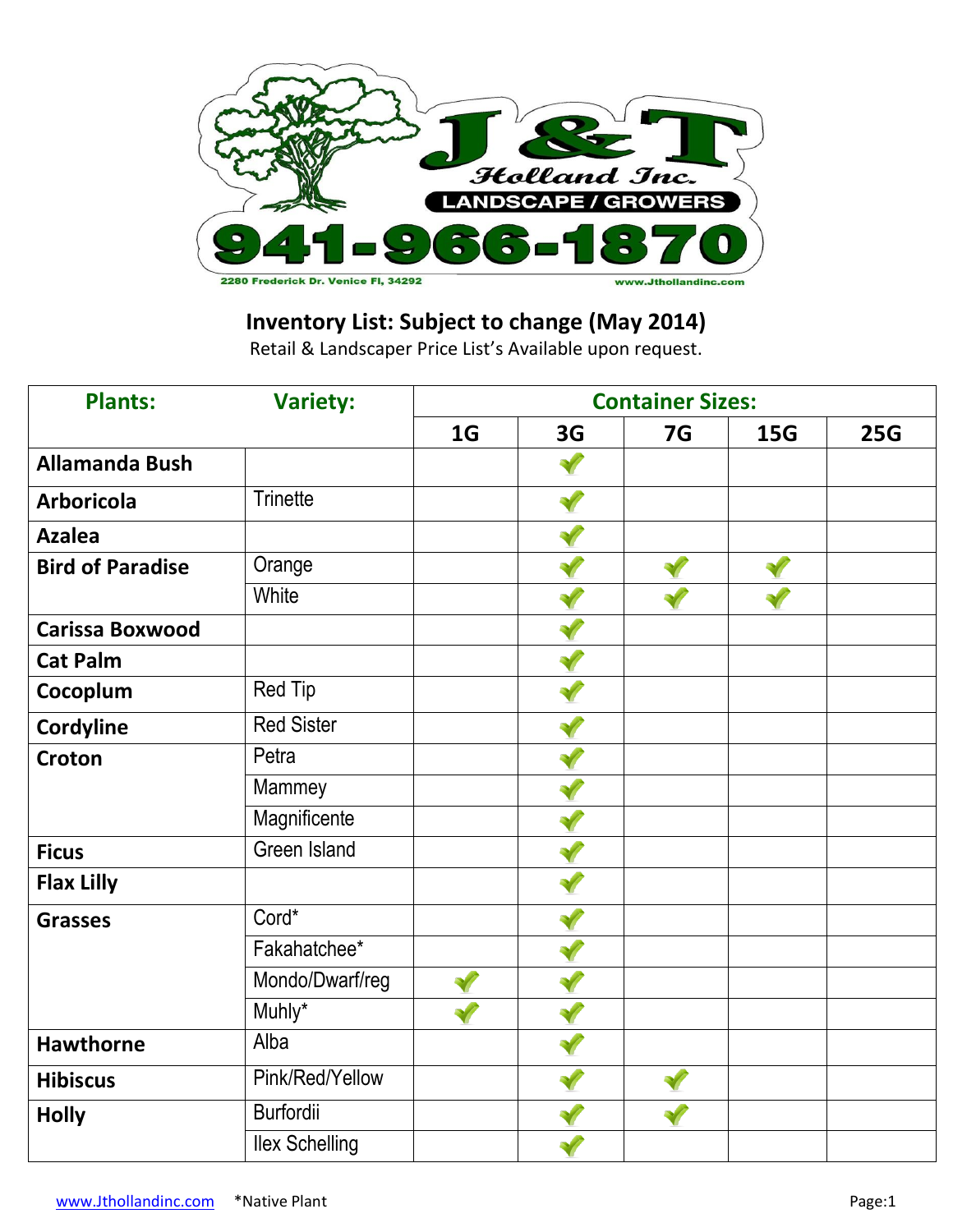**J & T Holland Inc.**
**LANDSCAPE / GROWERS**
**941-966-1870**
2280 Frederick Dr. Venice Fl, 34292
www.Jthollandinc.com

## Inventory List: Subject to change (May 2014)

Retail & Landscaper Price List's Available upon request.

| Plants: | Variety: | Container Sizes: | | | | |
|---|---|---|---|---|---|---|
| | | 1G | 3G | 7G | 15G | 25G |
| **Allamanda Bush** | | | ✓ | | | |
| **Arboricola** | Trinette | | ✓ | | | |
| **Azalea** | | | ✓ | | | |
| **Bird of Paradise** | Orange | | ✓ | ✓ | ✓ | |
| | White | | ✓ | ✓ | ✓ | |
| **Carissa Boxwood** | | | ✓ | | | |
| **Cat Palm** | | | ✓ | | | |
| **Cocoplum** | Red Tip | | ✓ | | | |
| **Cordyline** | Red Sister | | ✓ | | | |
| **Croton** | Petra | | ✓ | | | |
| | Mammey | | ✓ | | | |
| | Magnificente | | ✓ | | | |
| **Ficus** | Green Island | | ✓ | | | |
| **Flax Lilly** | | | ✓ | | | |
| **Grasses** | Cord* | | ✓ | | | |
| | Fakahatchee* | | ✓ | | | |
| | Mondo/Dwarf/reg | ✓ | ✓ | | | |
| | Muhly* | ✓ | ✓ | | | |
| **Hawthorne** | Alba | | ✓ | | | |
| **Hibiscus** | Pink/Red/Yellow | | ✓ | ✓ | | |
| **Holly** | Burfordii | | ✓ | ✓ | | |
| | Ilex Schelling | | ✓ | | | |

www.Jthollandinc.com *Native Plant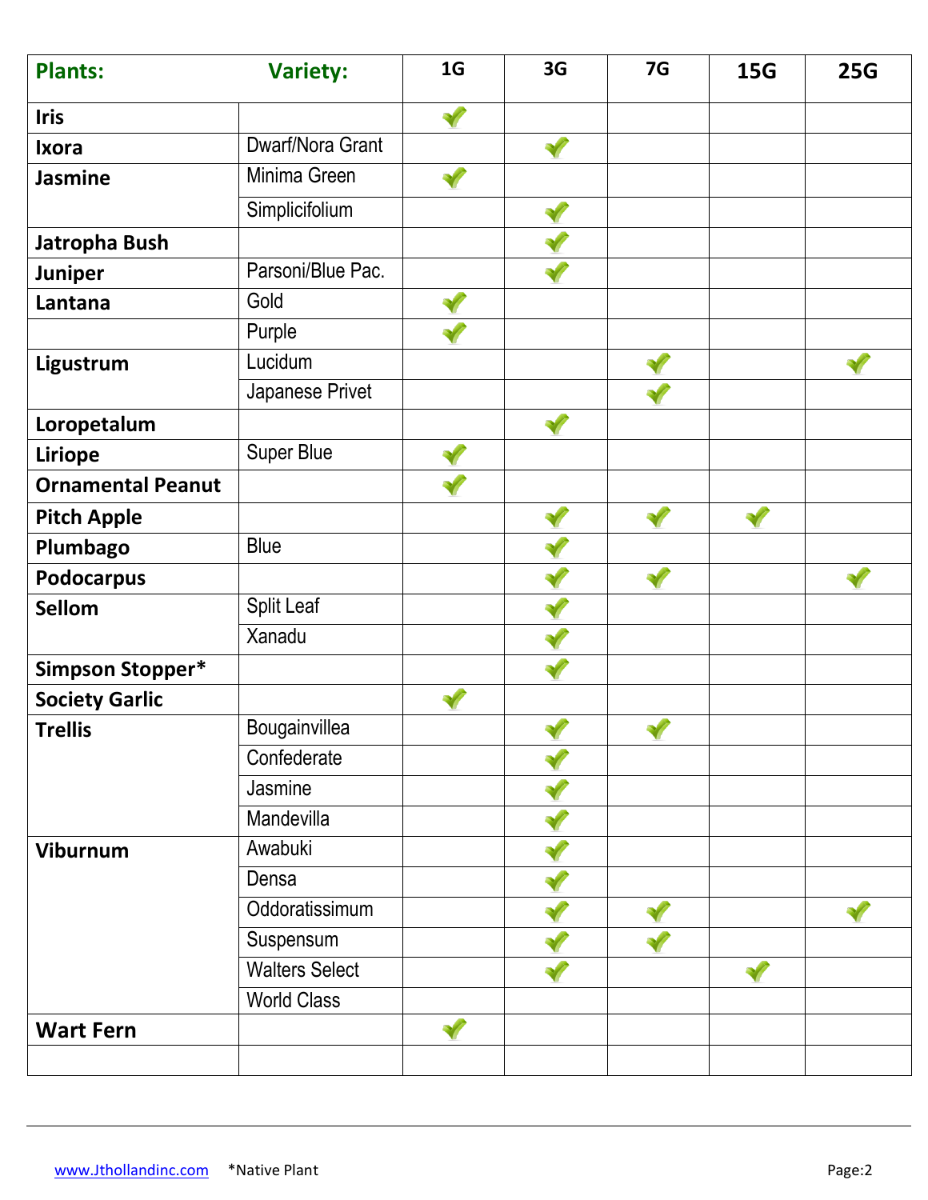| Plants: | Variety: | 1G | 3G | 7G | 15G | 25G |
|---|---|---|---|---|---|---|
| **Iris** | | ✓ | | | | |
| **Ixora** | Dwarf/Nora Grant | | ✓ | | | |
| **Jasmine** | Minima Green | ✓ | | | | |
| | Simplicifolium | | ✓ | | | |
| **Jatropha Bush** | | | ✓ | | | |
| **Juniper** | Parsoni/Blue Pac. | | ✓ | | | |
| **Lantana** | Gold | ✓ | | | | |
| | Purple | ✓ | | | | |
| **Ligustrum** | Lucidum | | | ✓ | | ✓ |
| | Japanese Privet | | | ✓ | | |
| **Loropetalum** | | | ✓ | | | |
| **Liriope** | Super Blue | ✓ | | | | |
| **Ornamental Peanut** | | ✓ | | | | |
| **Pitch Apple** | | | ✓ | ✓ | ✓ | |
| **Plumbago** | Blue | | ✓ | | | |
| **Podocarpus** | | | ✓ | ✓ | | ✓ |
| **Sellom** | Split Leaf | | ✓ | | | |
| | Xanadu | | ✓ | | | |
| **Simpson Stopper*** | | | ✓ | | | |
| **Society Garlic** | | ✓ | | | | |
| **Trellis** | Bougainvillea | | ✓ | ✓ | | |
| | Confederate | | ✓ | | | |
| | Jasmine | | ✓ | | | |
| | Mandevilla | | ✓ | | | |
| **Viburnum** | Awabuki | | ✓ | | | |
| | Densa | | ✓ | | | |
| | Oddoratissimum | | ✓ | ✓ | | ✓ |
| | Suspensum | | ✓ | ✓ | | |
| | Walters Select | | ✓ | | ✓ | |
| | World Class | | | | | |
| **Wart Fern** | | ✓ | | | | |
| | | | | | | |

www.Jthollandinc.com *Native Plant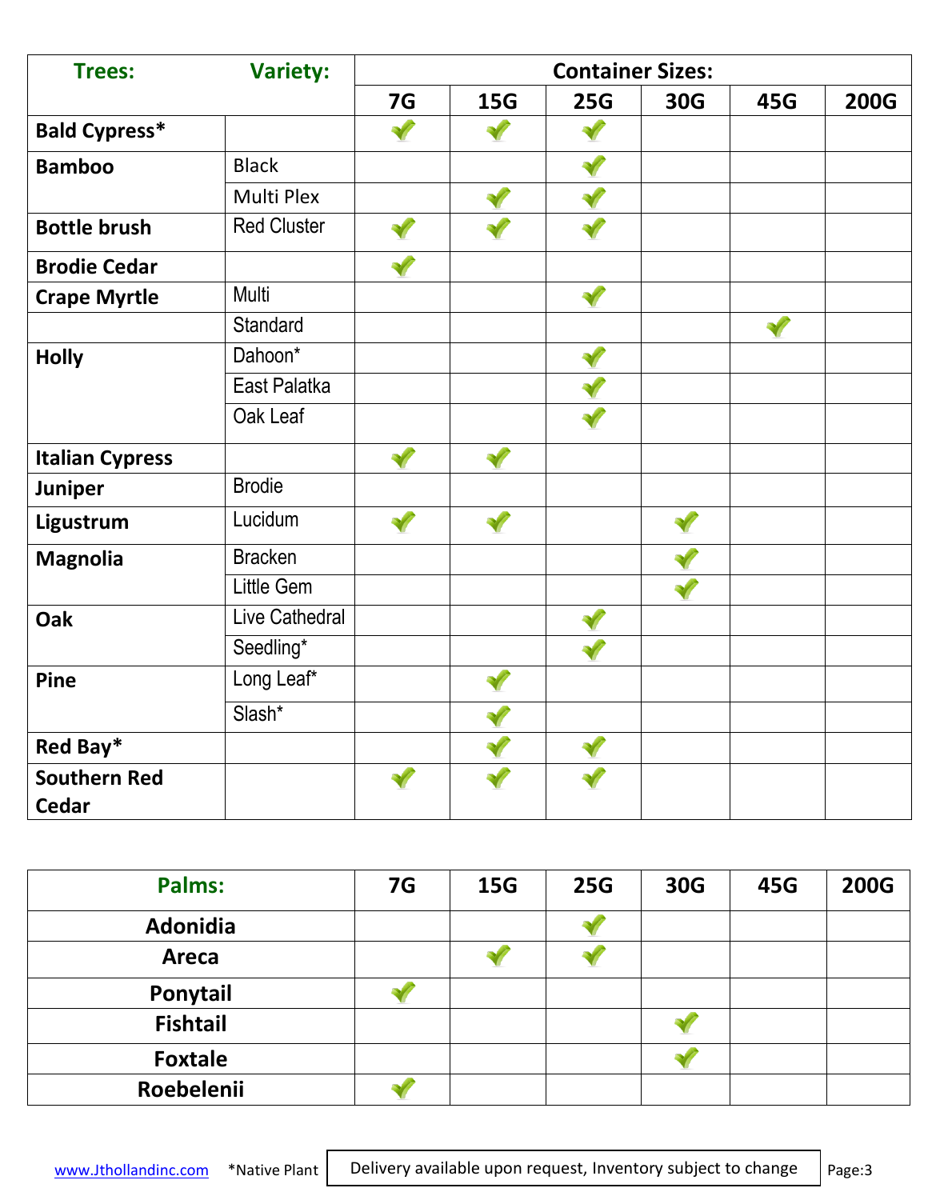| Trees: | Variety: | Container Sizes: | | | | | |
|---|---|---|---|---|---|---|---|
| | | 7G | 15G | 25G | 30G | 45G | 200G |
| Bald Cypress* | | ✓ | ✓ | ✓ | | | |
| Bamboo | Black | | | ✓ | | | |
| | Multi Plex | | ✓ | ✓ | | | |
| Bottle brush | Red Cluster | ✓ | ✓ | ✓ | | | |
| Brodie Cedar | | ✓ | | | | | |
| Crape Myrtle | Multi | | | ✓ | | | |
| | Standard | | | | | ✓ | |
| Holly | Dahoon* | | | ✓ | | | |
| | East Palatka | | | ✓ | | | |
| | Oak Leaf | | | ✓ | | | |
| Italian Cypress | | ✓ | ✓ | | | | |
| Juniper | Brodie | | | | | | |
| Ligustrum | Lucidum | ✓ | ✓ | | ✓ | | |
| Magnolia | Bracken | | | | ✓ | | |
| | Little Gem | | | | ✓ | | |
| Oak | Live Cathedral | | | ✓ | | | |
| | Seedling* | | | ✓ | | | |
| Pine | Long Leaf* | | ✓ | | | | |
| | Slash* | | ✓ | | | | |
| Red Bay* | | | ✓ | ✓ | | | |
| Southern Red Cedar | | ✓ | ✓ | ✓ | | | |

| Palms: | 7G | 15G | 25G | 30G | 45G | 200G |
|---|---|---|---|---|---|---|
| Adonidia | | | ✓ | | | |
| Areca | | ✓ | ✓ | | | |
| Ponytail | ✓ | | | | | |
| Fishtail | | | | ✓ | | |
| Foxtale | | | | ✓ | | |
| Roebelenii | ✓ | | | | | |

www.Jthollandinc.com *Native Plant

Delivery available upon request, Inventory subject to change